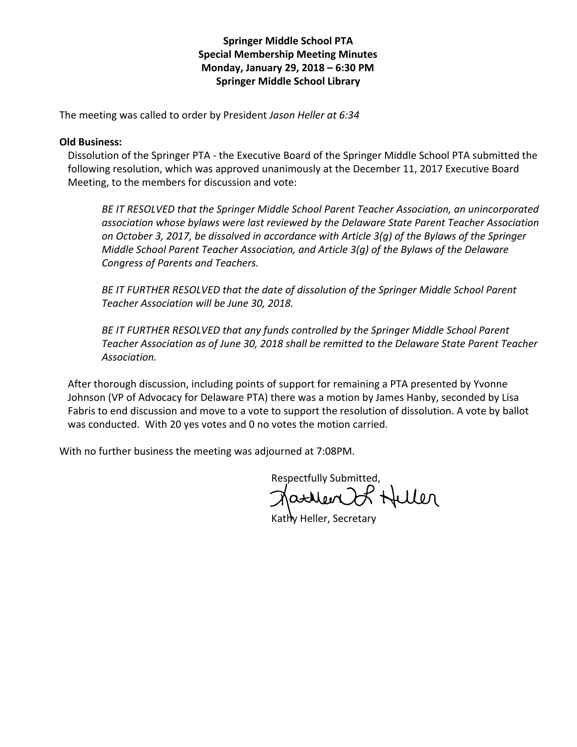**Springer Middle School PTA**
**Special Membership Meeting Minutes**
**Monday, January 29, 2018 – 6:30 PM**
**Springer Middle School Library**

The meeting was called to order by President *Jason Heller at 6:34*

**Old Business:**

Dissolution of the Springer PTA - the Executive Board of the Springer Middle School PTA submitted the following resolution, which was approved unanimously at the December 11, 2017 Executive Board Meeting, to the members for discussion and vote:

> *BE IT RESOLVED that the Springer Middle School Parent Teacher Association, an unincorporated association whose bylaws were last reviewed by the Delaware State Parent Teacher Association on October 3, 2017, be dissolved in accordance with Article 3(g) of the Bylaws of the Springer Middle School Parent Teacher Association, and Article 3(g) of the Bylaws of the Delaware Congress of Parents and Teachers.*
>
> *BE IT FURTHER RESOLVED that the date of dissolution of the Springer Middle School Parent Teacher Association will be June 30, 2018.*
>
> *BE IT FURTHER RESOLVED that any funds controlled by the Springer Middle School Parent Teacher Association as of June 30, 2018 shall be remitted to the Delaware State Parent Teacher Association.*

After thorough discussion, including points of support for remaining a PTA presented by Yvonne Johnson (VP of Advocacy for Delaware PTA) there was a motion by James Hanby, seconded by Lisa Fabris to end discussion and move to a vote to support the resolution of dissolution. A vote by ballot was conducted. With 20 yes votes and 0 no votes the motion carried.

With no further business the meeting was adjourned at 7:08PM.

Respectfully Submitted,

Kathleen L Heller

Kathy Heller, Secretary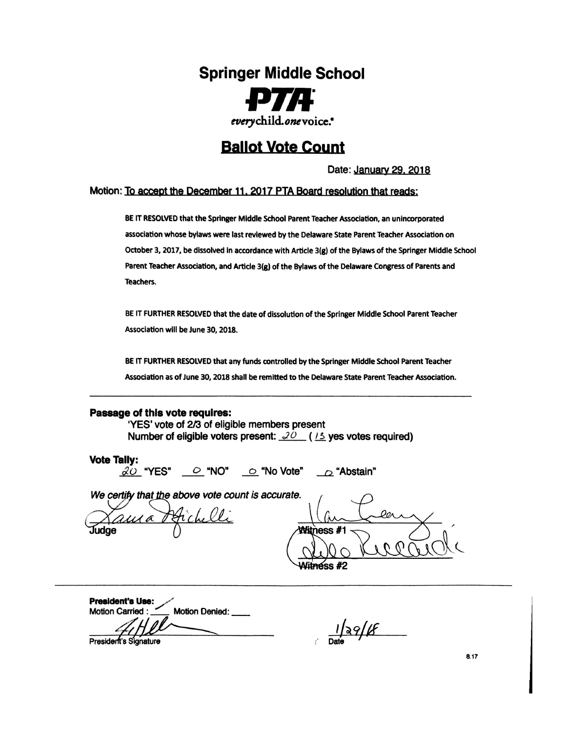# Springer Middle School

**PTA**

*everychild.onevoice.*

## Ballot Vote Count

Date: January 29, 2018

**Motion: To accept the December 11, 2017 PTA Board resolution that reads:**

**BE IT RESOLVED** that the Springer Middle School Parent Teacher Association, an unincorporated association whose bylaws were last reviewed by the Delaware State Parent Teacher Association on October 3, 2017, be dissolved in accordance with Article 3(g) of the Bylaws of the Springer Middle School Parent Teacher Association, and Article 3(g) of the Bylaws of the Delaware Congress of Parents and Teachers.

**BE IT FURTHER RESOLVED** that the date of dissolution of the Springer Middle School Parent Teacher Association will be June 30, 2018.

**BE IT FURTHER RESOLVED** that any funds controlled by the Springer Middle School Parent Teacher Association as of June 30, 2018 shall be remitted to the Delaware State Parent Teacher Association.

---

**Passage of this vote requires:**

'YES' vote of 2/3 of eligible members present

Number of eligible voters present: 20 ( 13 yes votes required)

**Vote Tally:**

20 "YES" 0 "NO" 0 "No Vote" 0 "Abstain"

*We certify that the above vote count is accurate.*

Laura Micchelli

Judge

Witness #1

Witness #2

---

**President's Use:**

Motion Carried : ✓ Motion Denied: ____

President's Signature

1/29/18

Date